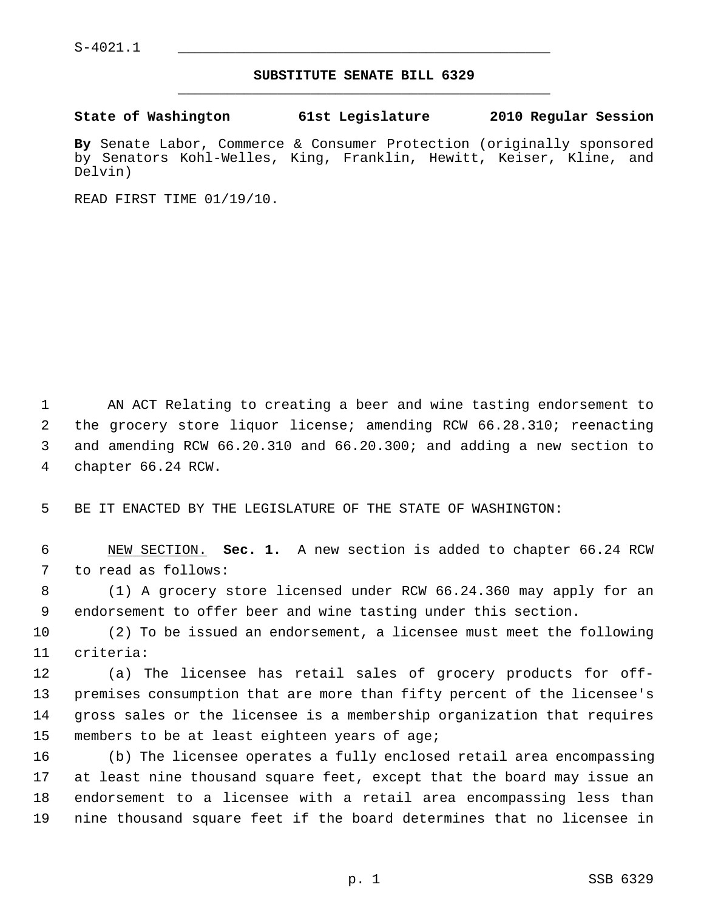S-4021.1

## SUBSTITUTE SENATE BILL 6329

**State of Washington 61st Legislature 2010 Regular Session**

**By** Senate Labor, Commerce & Consumer Protection (originally sponsored by Senators Kohl-Welles, King, Franklin, Hewitt, Keiser, Kline, and Delvin)

READ FIRST TIME 01/19/10.

AN ACT Relating to creating a beer and wine tasting endorsement to the grocery store liquor license; amending RCW 66.28.310; reenacting and amending RCW 66.20.310 and 66.20.300; and adding a new section to chapter 66.24 RCW.

BE IT ENACTED BY THE LEGISLATURE OF THE STATE OF WASHINGTON:

NEW SECTION. **Sec. 1.** A new section is added to chapter 66.24 RCW to read as follows:

(1) A grocery store licensed under RCW 66.24.360 may apply for an endorsement to offer beer and wine tasting under this section.

(2) To be issued an endorsement, a licensee must meet the following criteria:

(a) The licensee has retail sales of grocery products for off-premises consumption that are more than fifty percent of the licensee's gross sales or the licensee is a membership organization that requires members to be at least eighteen years of age;

(b) The licensee operates a fully enclosed retail area encompassing at least nine thousand square feet, except that the board may issue an endorsement to a licensee with a retail area encompassing less than nine thousand square feet if the board determines that no licensee in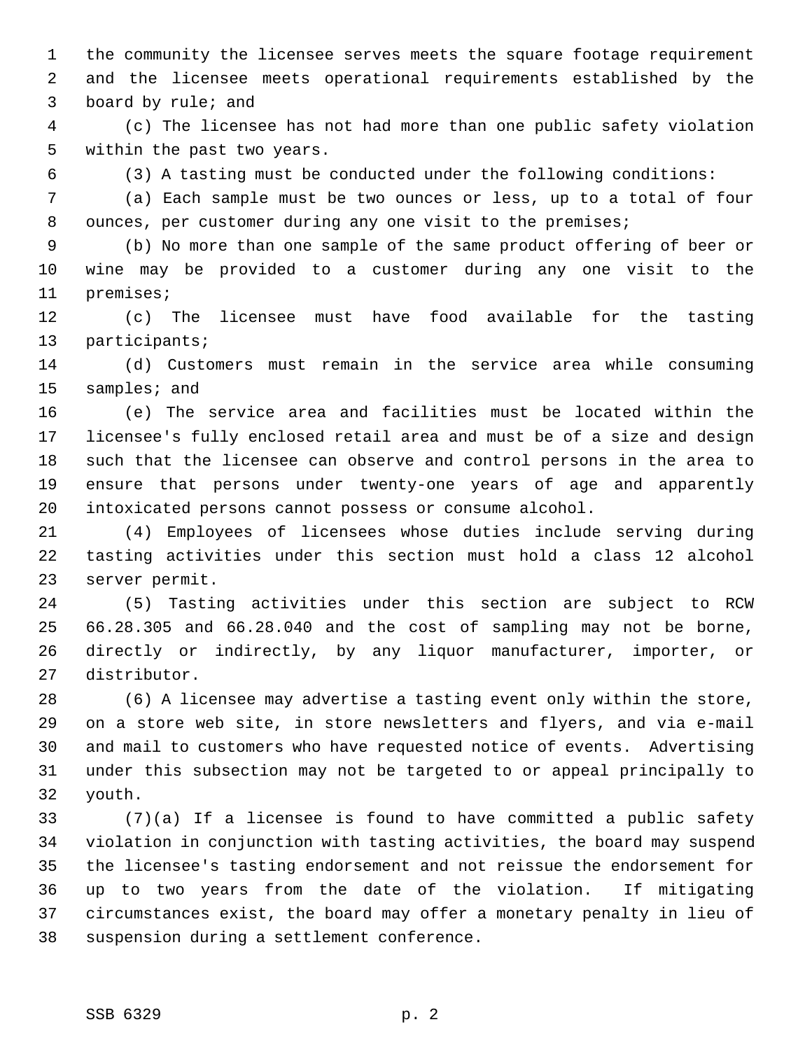the community the licensee serves meets the square footage requirement and the licensee meets operational requirements established by the board by rule; and

(c) The licensee has not had more than one public safety violation within the past two years.

(3) A tasting must be conducted under the following conditions:

(a) Each sample must be two ounces or less, up to a total of four ounces, per customer during any one visit to the premises;

(b) No more than one sample of the same product offering of beer or wine may be provided to a customer during any one visit to the premises;

(c) The licensee must have food available for the tasting participants;

(d) Customers must remain in the service area while consuming samples; and

(e) The service area and facilities must be located within the licensee's fully enclosed retail area and must be of a size and design such that the licensee can observe and control persons in the area to ensure that persons under twenty-one years of age and apparently intoxicated persons cannot possess or consume alcohol.

(4) Employees of licensees whose duties include serving during tasting activities under this section must hold a class 12 alcohol server permit.

(5) Tasting activities under this section are subject to RCW 66.28.305 and 66.28.040 and the cost of sampling may not be borne, directly or indirectly, by any liquor manufacturer, importer, or distributor.

(6) A licensee may advertise a tasting event only within the store, on a store web site, in store newsletters and flyers, and via e-mail and mail to customers who have requested notice of events. Advertising under this subsection may not be targeted to or appeal principally to youth.

(7)(a) If a licensee is found to have committed a public safety violation in conjunction with tasting activities, the board may suspend the licensee's tasting endorsement and not reissue the endorsement for up to two years from the date of the violation. If mitigating circumstances exist, the board may offer a monetary penalty in lieu of suspension during a settlement conference.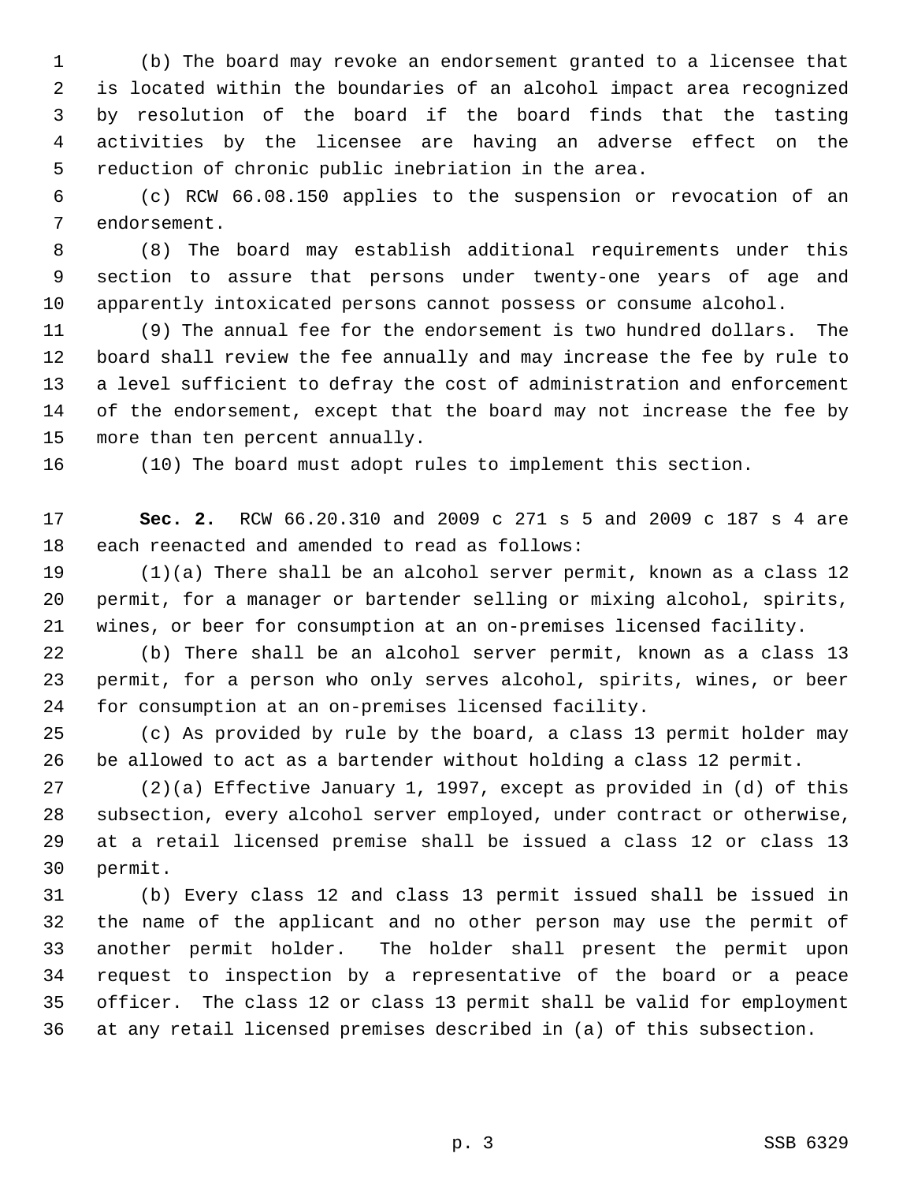(b) The board may revoke an endorsement granted to a licensee that is located within the boundaries of an alcohol impact area recognized by resolution of the board if the board finds that the tasting activities by the licensee are having an adverse effect on the reduction of chronic public inebriation in the area.

(c) RCW 66.08.150 applies to the suspension or revocation of an endorsement.

(8) The board may establish additional requirements under this section to assure that persons under twenty-one years of age and apparently intoxicated persons cannot possess or consume alcohol.

(9) The annual fee for the endorsement is two hundred dollars. The board shall review the fee annually and may increase the fee by rule to a level sufficient to defray the cost of administration and enforcement of the endorsement, except that the board may not increase the fee by more than ten percent annually.

(10) The board must adopt rules to implement this section.

**Sec. 2.** RCW 66.20.310 and 2009 c 271 s 5 and 2009 c 187 s 4 are each reenacted and amended to read as follows:

(1)(a) There shall be an alcohol server permit, known as a class 12 permit, for a manager or bartender selling or mixing alcohol, spirits, wines, or beer for consumption at an on-premises licensed facility.

(b) There shall be an alcohol server permit, known as a class 13 permit, for a person who only serves alcohol, spirits, wines, or beer for consumption at an on-premises licensed facility.

(c) As provided by rule by the board, a class 13 permit holder may be allowed to act as a bartender without holding a class 12 permit.

(2)(a) Effective January 1, 1997, except as provided in (d) of this subsection, every alcohol server employed, under contract or otherwise, at a retail licensed premise shall be issued a class 12 or class 13 permit.

(b) Every class 12 and class 13 permit issued shall be issued in the name of the applicant and no other person may use the permit of another permit holder. The holder shall present the permit upon request to inspection by a representative of the board or a peace officer. The class 12 or class 13 permit shall be valid for employment at any retail licensed premises described in (a) of this subsection.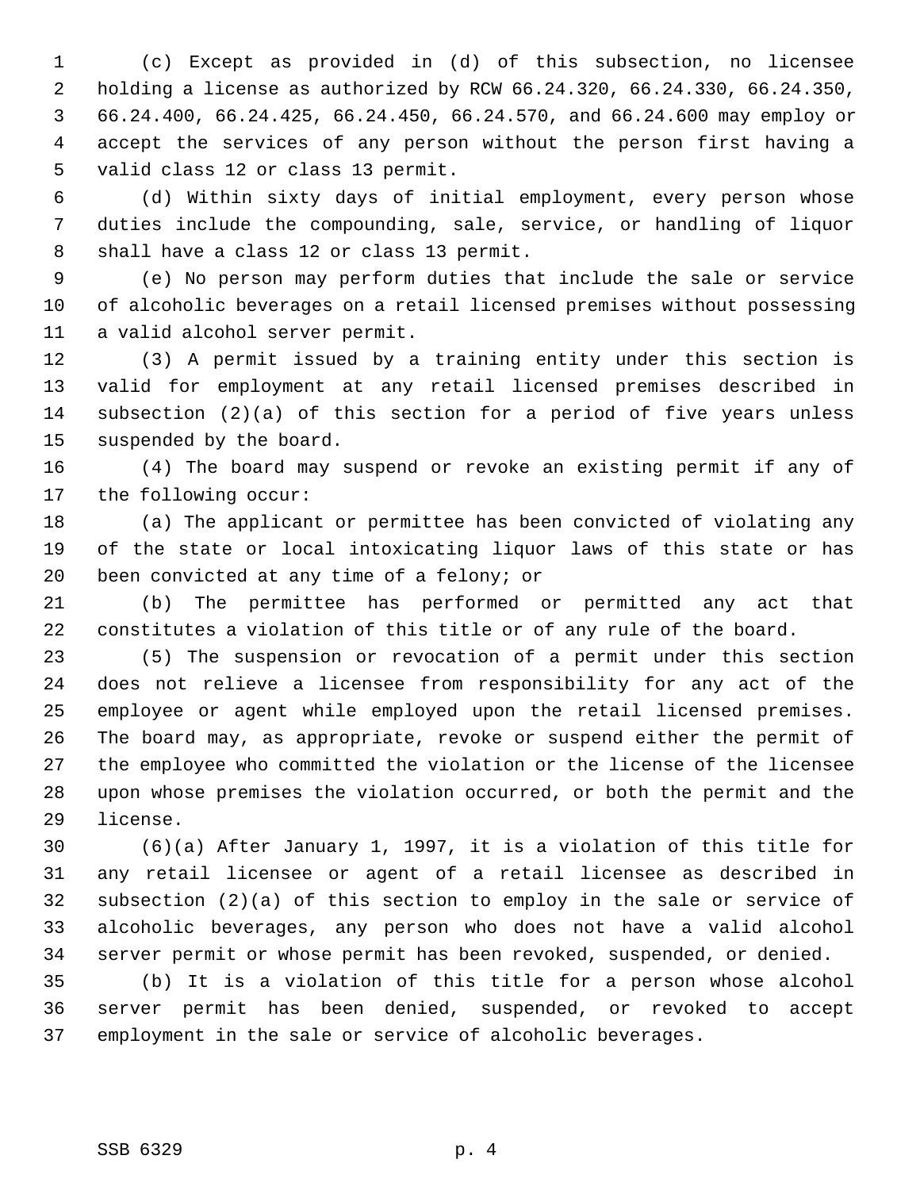(c) Except as provided in (d) of this subsection, no licensee holding a license as authorized by RCW 66.24.320, 66.24.330, 66.24.350, 66.24.400, 66.24.425, 66.24.450, 66.24.570, and 66.24.600 may employ or accept the services of any person without the person first having a valid class 12 or class 13 permit.

(d) Within sixty days of initial employment, every person whose duties include the compounding, sale, service, or handling of liquor shall have a class 12 or class 13 permit.

(e) No person may perform duties that include the sale or service of alcoholic beverages on a retail licensed premises without possessing a valid alcohol server permit.

(3) A permit issued by a training entity under this section is valid for employment at any retail licensed premises described in subsection (2)(a) of this section for a period of five years unless suspended by the board.

(4) The board may suspend or revoke an existing permit if any of the following occur:

(a) The applicant or permittee has been convicted of violating any of the state or local intoxicating liquor laws of this state or has been convicted at any time of a felony; or

(b) The permittee has performed or permitted any act that constitutes a violation of this title or of any rule of the board.

(5) The suspension or revocation of a permit under this section does not relieve a licensee from responsibility for any act of the employee or agent while employed upon the retail licensed premises. The board may, as appropriate, revoke or suspend either the permit of the employee who committed the violation or the license of the licensee upon whose premises the violation occurred, or both the permit and the license.

(6)(a) After January 1, 1997, it is a violation of this title for any retail licensee or agent of a retail licensee as described in subsection (2)(a) of this section to employ in the sale or service of alcoholic beverages, any person who does not have a valid alcohol server permit or whose permit has been revoked, suspended, or denied.

(b) It is a violation of this title for a person whose alcohol server permit has been denied, suspended, or revoked to accept employment in the sale or service of alcoholic beverages.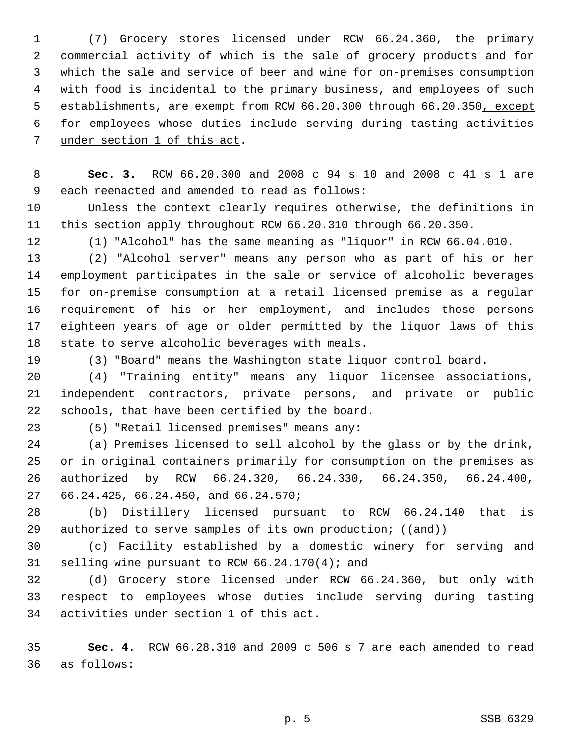(7) Grocery stores licensed under RCW 66.24.360, the primary commercial activity of which is the sale of grocery products and for which the sale and service of beer and wine for on-premises consumption with food is incidental to the primary business, and employees of such establishments, are exempt from RCW 66.20.300 through 66.20.350<u>, except for employees whose duties include serving during tasting activities under section 1 of this act</u>.

**Sec. 3.** RCW 66.20.300 and 2008 c 94 s 10 and 2008 c 41 s 1 are each reenacted and amended to read as follows:

Unless the context clearly requires otherwise, the definitions in this section apply throughout RCW 66.20.310 through 66.20.350.

(1) "Alcohol" has the same meaning as "liquor" in RCW 66.04.010.

(2) "Alcohol server" means any person who as part of his or her employment participates in the sale or service of alcoholic beverages for on-premise consumption at a retail licensed premise as a regular requirement of his or her employment, and includes those persons eighteen years of age or older permitted by the liquor laws of this state to serve alcoholic beverages with meals.

(3) "Board" means the Washington state liquor control board.

(4) "Training entity" means any liquor licensee associations, independent contractors, private persons, and private or public schools, that have been certified by the board.

(5) "Retail licensed premises" means any:

(a) Premises licensed to sell alcohol by the glass or by the drink, or in original containers primarily for consumption on the premises as authorized by RCW 66.24.320, 66.24.330, 66.24.350, 66.24.400, 66.24.425, 66.24.450, and 66.24.570;

(b) Distillery licensed pursuant to RCW 66.24.140 that is authorized to serve samples of its own production; ((~~and~~))

(c) Facility established by a domestic winery for serving and selling wine pursuant to RCW 66.24.170(4)<u>; and</u>

<u>(d) Grocery store licensed under RCW 66.24.360, but only with respect to employees whose duties include serving during tasting activities under section 1 of this act</u>.

**Sec. 4.** RCW 66.28.310 and 2009 c 506 s 7 are each amended to read as follows: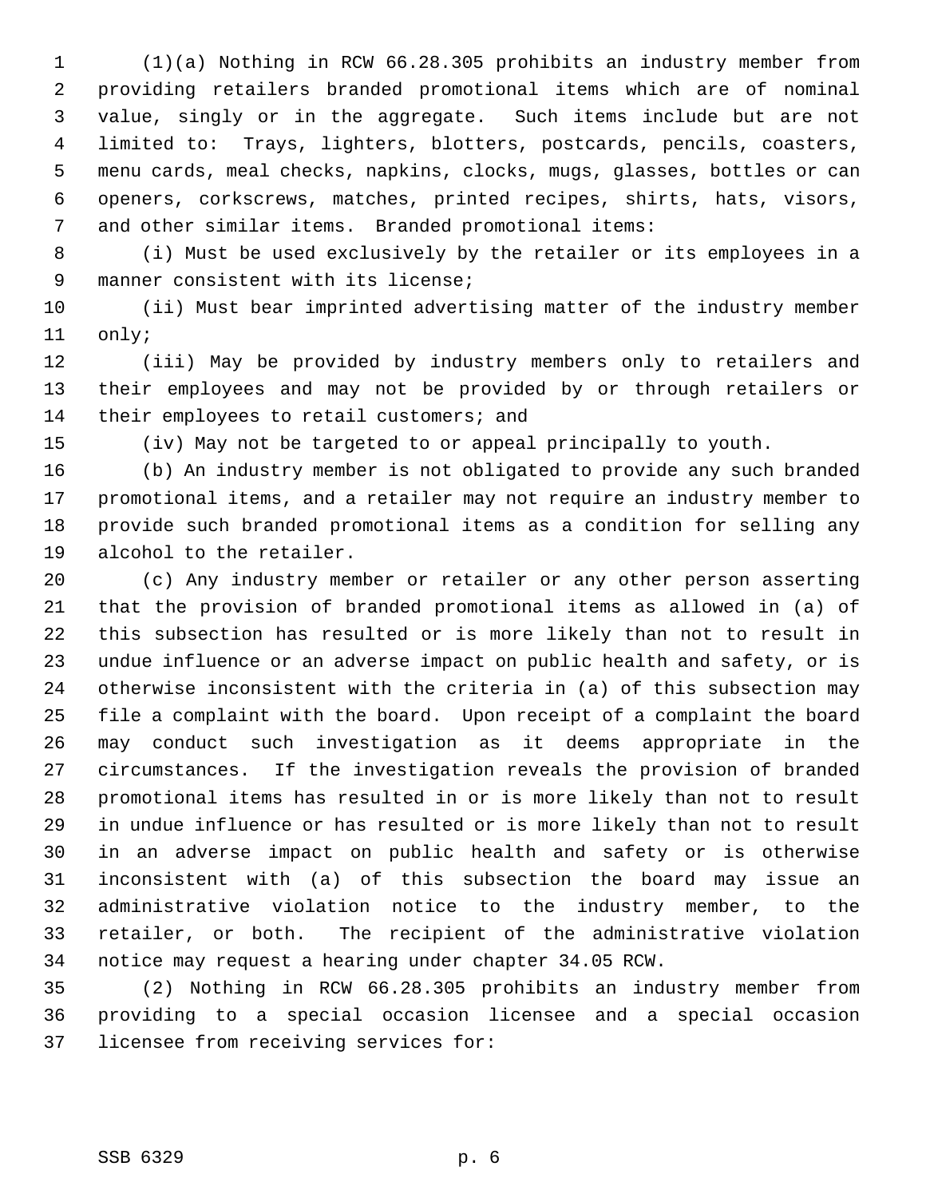(1)(a) Nothing in RCW 66.28.305 prohibits an industry member from providing retailers branded promotional items which are of nominal value, singly or in the aggregate. Such items include but are not limited to: Trays, lighters, blotters, postcards, pencils, coasters, menu cards, meal checks, napkins, clocks, mugs, glasses, bottles or can openers, corkscrews, matches, printed recipes, shirts, hats, visors, and other similar items. Branded promotional items:

(i) Must be used exclusively by the retailer or its employees in a manner consistent with its license;

(ii) Must bear imprinted advertising matter of the industry member only;

(iii) May be provided by industry members only to retailers and their employees and may not be provided by or through retailers or their employees to retail customers; and

(iv) May not be targeted to or appeal principally to youth.

(b) An industry member is not obligated to provide any such branded promotional items, and a retailer may not require an industry member to provide such branded promotional items as a condition for selling any alcohol to the retailer.

(c) Any industry member or retailer or any other person asserting that the provision of branded promotional items as allowed in (a) of this subsection has resulted or is more likely than not to result in undue influence or an adverse impact on public health and safety, or is otherwise inconsistent with the criteria in (a) of this subsection may file a complaint with the board. Upon receipt of a complaint the board may conduct such investigation as it deems appropriate in the circumstances. If the investigation reveals the provision of branded promotional items has resulted in or is more likely than not to result in undue influence or has resulted or is more likely than not to result in an adverse impact on public health and safety or is otherwise inconsistent with (a) of this subsection the board may issue an administrative violation notice to the industry member, to the retailer, or both. The recipient of the administrative violation notice may request a hearing under chapter 34.05 RCW.

(2) Nothing in RCW 66.28.305 prohibits an industry member from providing to a special occasion licensee and a special occasion licensee from receiving services for: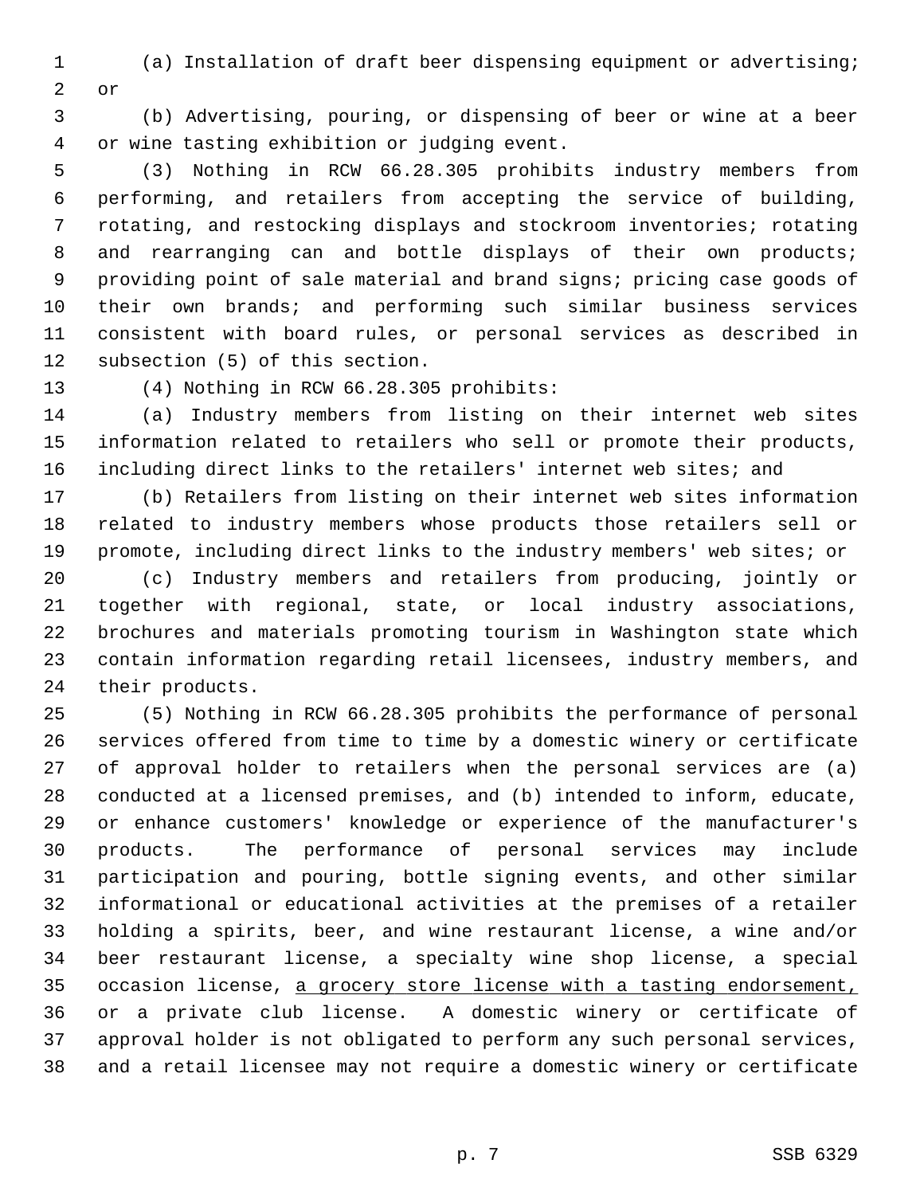(a) Installation of draft beer dispensing equipment or advertising; or

(b) Advertising, pouring, or dispensing of beer or wine at a beer or wine tasting exhibition or judging event.

(3) Nothing in RCW 66.28.305 prohibits industry members from performing, and retailers from accepting the service of building, rotating, and restocking displays and stockroom inventories; rotating and rearranging can and bottle displays of their own products; providing point of sale material and brand signs; pricing case goods of their own brands; and performing such similar business services consistent with board rules, or personal services as described in subsection (5) of this section.

(4) Nothing in RCW 66.28.305 prohibits:

(a) Industry members from listing on their internet web sites information related to retailers who sell or promote their products, including direct links to the retailers' internet web sites; and

(b) Retailers from listing on their internet web sites information related to industry members whose products those retailers sell or promote, including direct links to the industry members' web sites; or

(c) Industry members and retailers from producing, jointly or together with regional, state, or local industry associations, brochures and materials promoting tourism in Washington state which contain information regarding retail licensees, industry members, and their products.

(5) Nothing in RCW 66.28.305 prohibits the performance of personal services offered from time to time by a domestic winery or certificate of approval holder to retailers when the personal services are (a) conducted at a licensed premises, and (b) intended to inform, educate, or enhance customers' knowledge or experience of the manufacturer's products. The performance of personal services may include participation and pouring, bottle signing events, and other similar informational or educational activities at the premises of a retailer holding a spirits, beer, and wine restaurant license, a wine and/or beer restaurant license, a specialty wine shop license, a special occasion license, <u>a grocery store license with a tasting endorsement,</u> or a private club license. A domestic winery or certificate of approval holder is not obligated to perform any such personal services, and a retail licensee may not require a domestic winery or certificate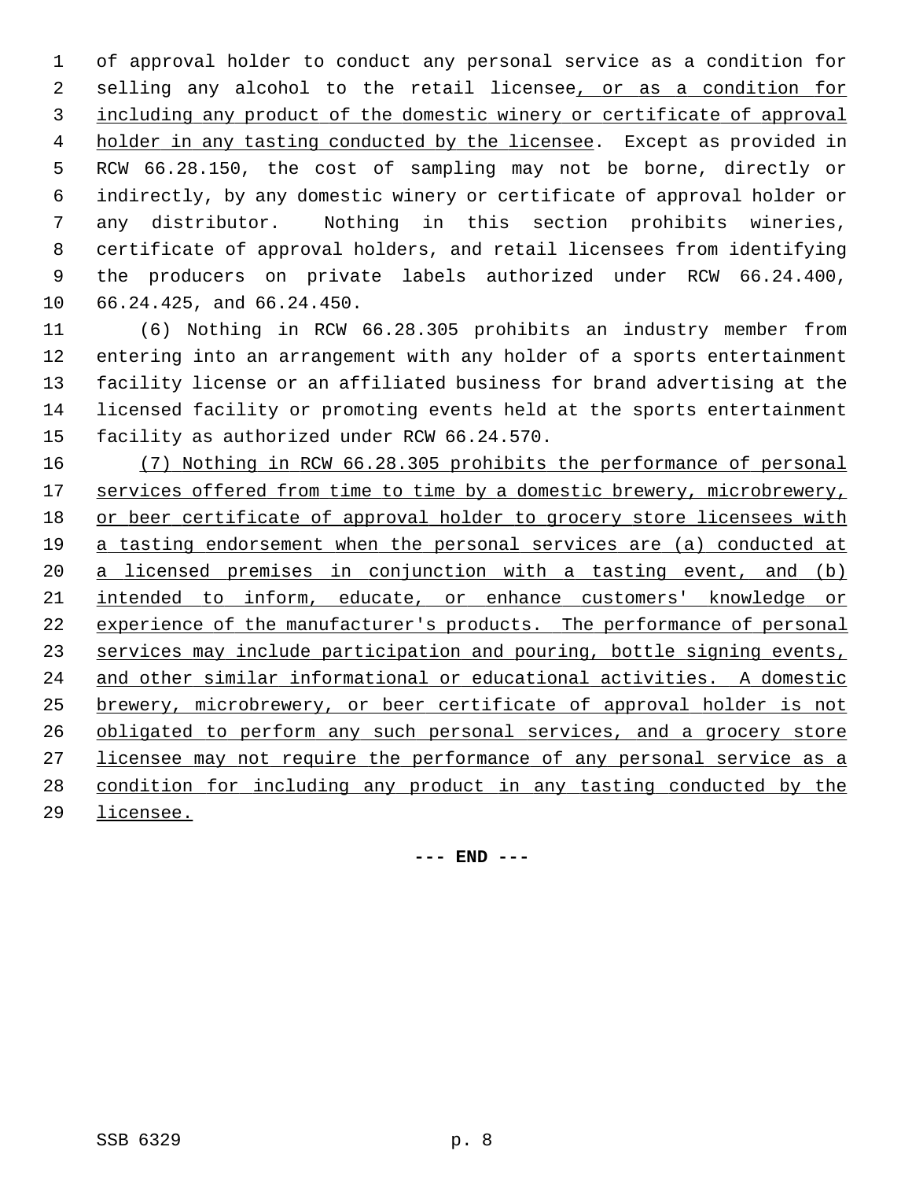of approval holder to conduct any personal service as a condition for selling any alcohol to the retail licensee, or as a condition for including any product of the domestic winery or certificate of approval holder in any tasting conducted by the licensee. Except as provided in RCW 66.28.150, the cost of sampling may not be borne, directly or indirectly, by any domestic winery or certificate of approval holder or any distributor. Nothing in this section prohibits wineries, certificate of approval holders, and retail licensees from identifying the producers on private labels authorized under RCW 66.24.400, 66.24.425, and 66.24.450.

(6) Nothing in RCW 66.28.305 prohibits an industry member from entering into an arrangement with any holder of a sports entertainment facility license or an affiliated business for brand advertising at the licensed facility or promoting events held at the sports entertainment facility as authorized under RCW 66.24.570.

(7) Nothing in RCW 66.28.305 prohibits the performance of personal services offered from time to time by a domestic brewery, microbrewery, or beer certificate of approval holder to grocery store licensees with a tasting endorsement when the personal services are (a) conducted at a licensed premises in conjunction with a tasting event, and (b) intended to inform, educate, or enhance customers' knowledge or experience of the manufacturer's products. The performance of personal services may include participation and pouring, bottle signing events, and other similar informational or educational activities. A domestic brewery, microbrewery, or beer certificate of approval holder is not obligated to perform any such personal services, and a grocery store licensee may not require the performance of any personal service as a condition for including any product in any tasting conducted by the licensee.

**--- END ---**